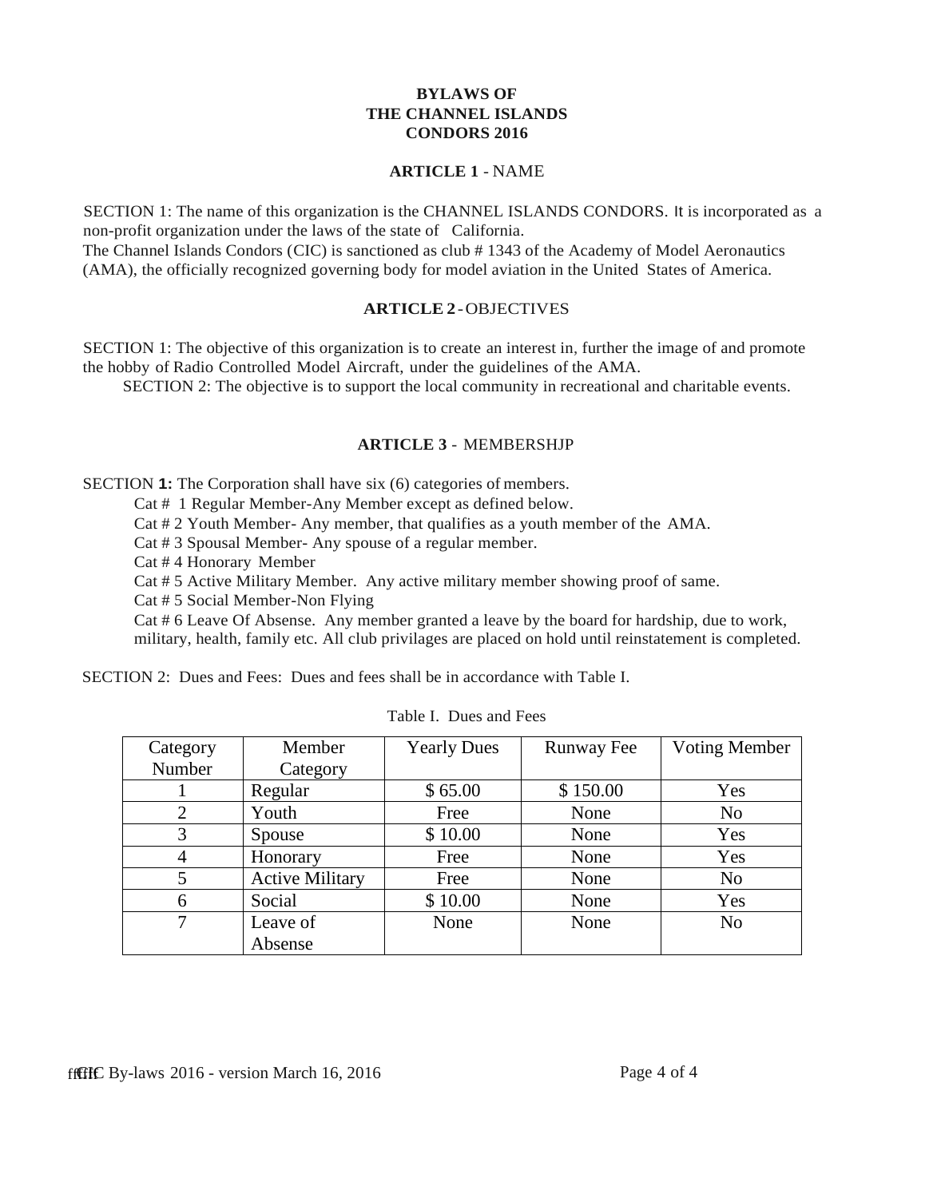# BYLAWS OF THE CHANNEL ISLANDS CONDORS 2016

## ARTICLE 1 - NAME

SECTION 1: The name of this organization is the CHANNEL ISLANDS CONDORS. It is incorporated as a non-profit organization under the laws of the state of California.

The Channel Islands Condors (CIC) is sanctioned as club # 1343 of the Academy of Model Aeronautics (AMA), the officially recognized governing body for model aviation in the United States of America.

## ARTICLE 2 - OBJECTIVES

SECTION 1: The objective of this organization is to create an interest in, further the image of and promote the hobby of Radio Controlled Model Aircraft, under the guidelines of the AMA.

SECTION 2: The objective is to support the local community in recreational and charitable events.

## ARTICLE 3 - MEMBERSHJP

SECTION **1:** The Corporation shall have six (6) categories of members.

Cat # 1 Regular Member-Any Member except as defined below.

Cat # 2 Youth Member- Any member, that qualifies as a youth member of the AMA.

Cat # 3 Spousal Member- Any spouse of a regular member.

Cat # 4 Honorary Member

Cat # 5 Active Military Member. Any active military member showing proof of same.

Cat # 5 Social Member-Non Flying

Cat # 6 Leave Of Absense. Any member granted a leave by the board for hardship, due to work, military, health, family etc. All club privileges are placed on hold until reinstatement is completed.

SECTION 2: Dues and Fees: Dues and fees shall be in accordance with Table I.

Table I. Dues and Fees

| Category Number | Member Category | Yearly Dues | Runway Fee | Voting Member |
|---|---|---|---|---|
| 1 | Regular | $ 65.00 | $ 150.00 | Yes |
| 2 | Youth | Free | None | No |
| 3 | Spouse | $ 10.00 | None | Yes |
| 4 | Honorary | Free | None | Yes |
| 5 | Active Military | Free | None | No |
| 6 | Social | $ 10.00 | None | Yes |
| 7 | Leave of Absense | None | None | No |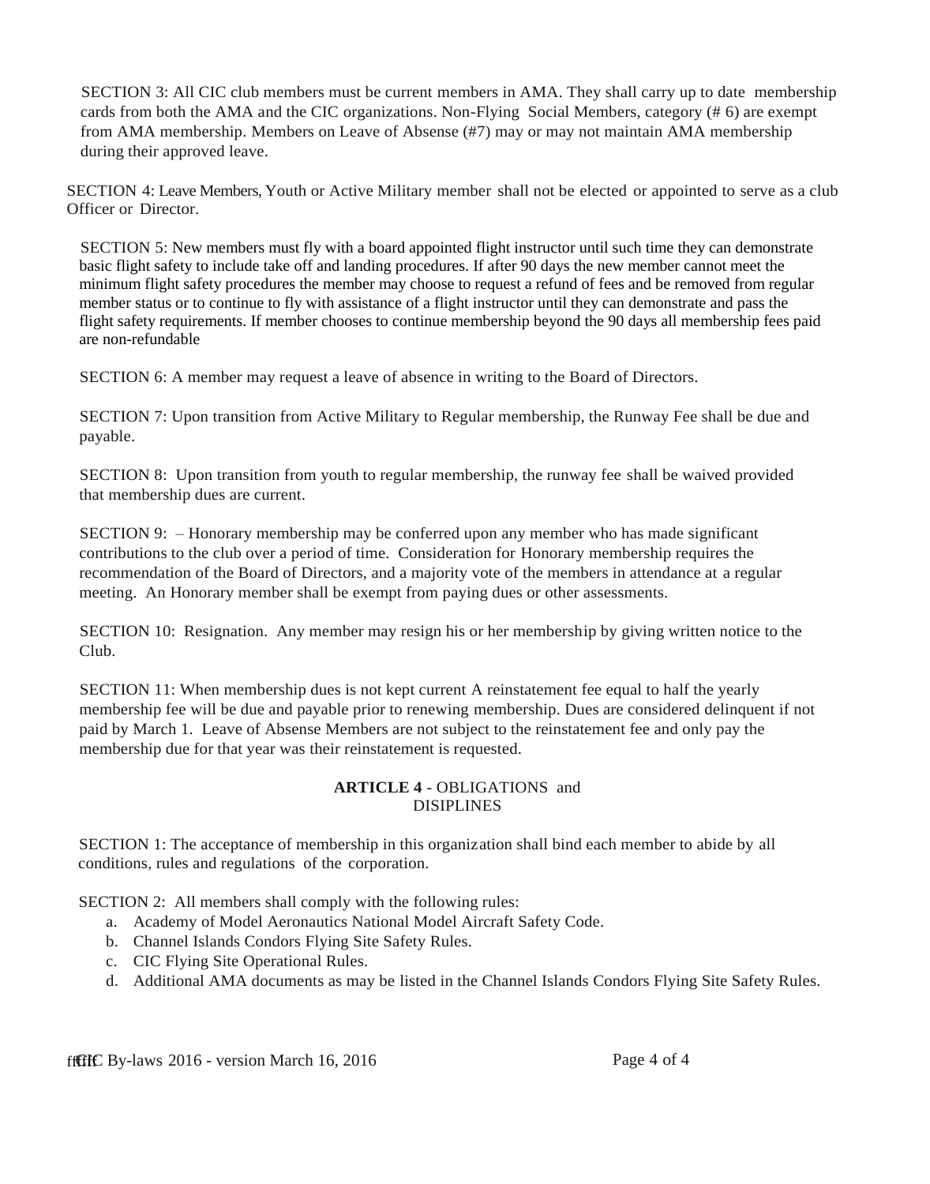SECTION 3: All CIC club members must be current members in AMA. They shall carry up to date membership cards from both the AMA and the CIC organizations. Non-Flying Social Members, category (# 6) are exempt from AMA membership. Members on Leave of Absense (#7) may or may not maintain AMA membership during their approved leave.

SECTION 4: Leave Members, Youth or Active Military member shall not be elected or appointed to serve as a club Officer or Director.

SECTION 5: New members must fly with a board appointed flight instructor until such time they can demonstrate basic flight safety to include take off and landing procedures. If after 90 days the new member cannot meet the minimum flight safety procedures the member may choose to request a refund of fees and be removed from regular member status or to continue to fly with assistance of a flight instructor until they can demonstrate and pass the flight safety requirements. If member chooses to continue membership beyond the 90 days all membership fees paid are non-refundable

SECTION 6: A member may request a leave of absence in writing to the Board of Directors.

SECTION 7: Upon transition from Active Military to Regular membership, the Runway Fee shall be due and payable.

SECTION 8: Upon transition from youth to regular membership, the runway fee shall be waived provided that membership dues are current.

SECTION 9: – Honorary membership may be conferred upon any member who has made significant contributions to the club over a period of time. Consideration for Honorary membership requires the recommendation of the Board of Directors, and a majority vote of the members in attendance at a regular meeting. An Honorary member shall be exempt from paying dues or other assessments.

SECTION 10: Resignation. Any member may resign his or her membership by giving written notice to the Club.

SECTION 11: When membership dues is not kept current A reinstatement fee equal to half the yearly membership fee will be due and payable prior to renewing membership. Dues are considered delinquent if not paid by March 1. Leave of Absense Members are not subject to the reinstatement fee and only pay the membership due for that year was their reinstatement is requested.

## ARTICLE 4 - OBLIGATIONS and DISIPLINES

SECTION 1: The acceptance of membership in this organization shall bind each member to abide by all conditions, rules and regulations of the corporation.

SECTION 2: All members shall comply with the following rules:

a. Academy of Model Aeronautics National Model Aircraft Safety Code.
b. Channel Islands Condors Flying Site Safety Rules.
c. CIC Flying Site Operational Rules.
d. Additional AMA documents as may be listed in the Channel Islands Condors Flying Site Safety Rules.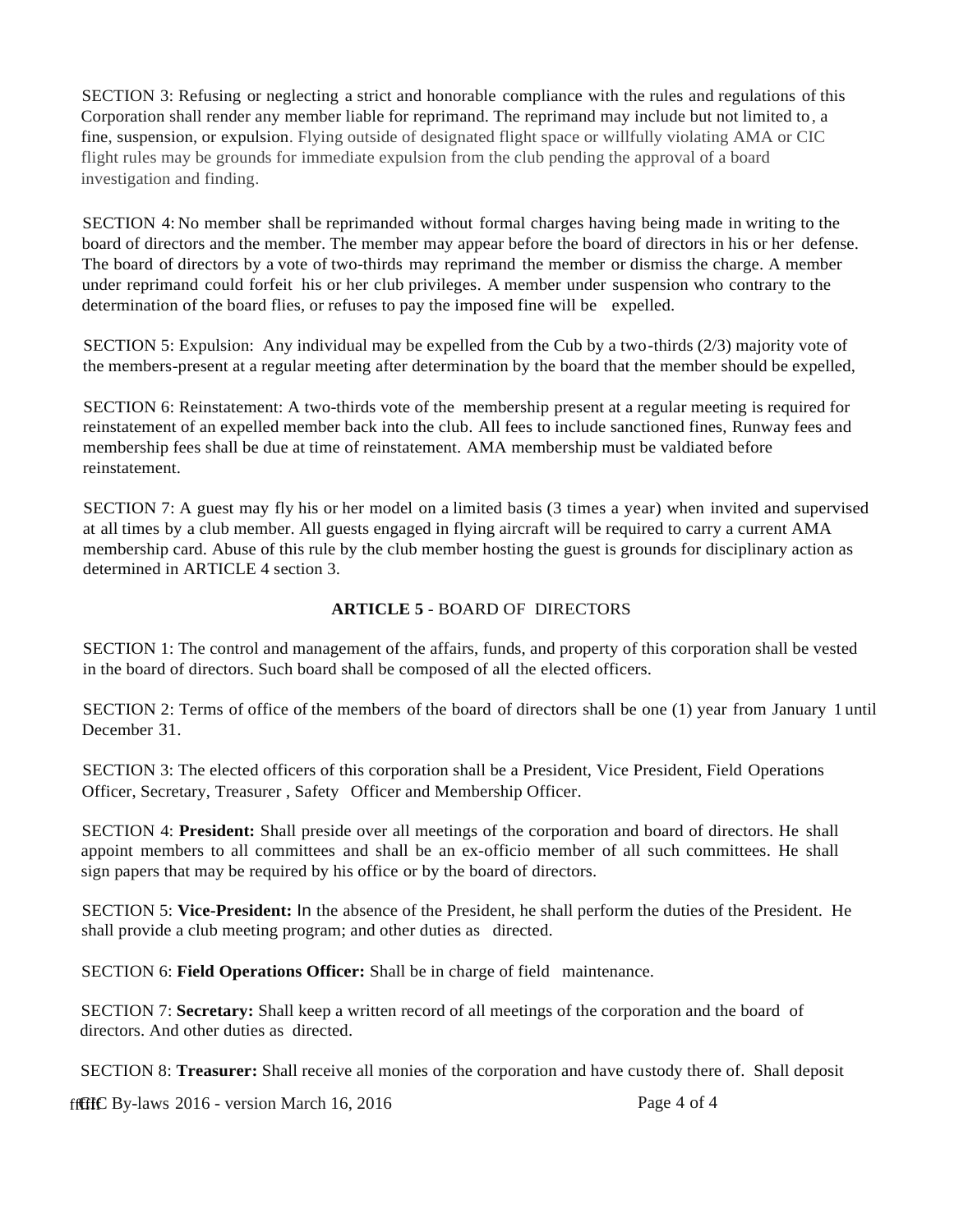SECTION 3: Refusing or neglecting a strict and honorable compliance with the rules and regulations of this Corporation shall render any member liable for reprimand. The reprimand may include but not limited to, a fine, suspension, or expulsion. Flying outside of designated flight space or willfully violating AMA or CIC flight rules may be grounds for immediate expulsion from the club pending the approval of a board investigation and finding.

SECTION 4: No member shall be reprimanded without formal charges having being made in writing to the board of directors and the member. The member may appear before the board of directors in his or her defense. The board of directors by a vote of two-thirds may reprimand the member or dismiss the charge. A member under reprimand could forfeit his or her club privileges. A member under suspension who contrary to the determination of the board flies, or refuses to pay the imposed fine will be expelled.

SECTION 5: Expulsion: Any individual may be expelled from the Cub by a two-thirds (2/3) majority vote of the members-present at a regular meeting after determination by the board that the member should be expelled,

SECTION 6: Reinstatement: A two-thirds vote of the membership present at a regular meeting is required for reinstatement of an expelled member back into the club. All fees to include sanctioned fines, Runway fees and membership fees shall be due at time of reinstatement. AMA membership must be valdiated before reinstatement.

SECTION 7: A guest may fly his or her model on a limited basis (3 times a year) when invited and supervised at all times by a club member. All guests engaged in flying aircraft will be required to carry a current AMA membership card. Abuse of this rule by the club member hosting the guest is grounds for disciplinary action as determined in ARTICLE 4 section 3.

## ARTICLE 5 - BOARD OF DIRECTORS

SECTION 1: The control and management of the affairs, funds, and property of this corporation shall be vested in the board of directors. Such board shall be composed of all the elected officers.

SECTION 2: Terms of office of the members of the board of directors shall be one (1) year from January 1 until December 31.

SECTION 3: The elected officers of this corporation shall be a President, Vice President, Field Operations Officer, Secretary, Treasurer , Safety Officer and Membership Officer.

SECTION 4: **President:** Shall preside over all meetings of the corporation and board of directors. He shall appoint members to all committees and shall be an ex-officio member of all such committees. He shall sign papers that may be required by his office or by the board of directors.

SECTION 5: **Vice-President:** In the absence of the President, he shall perform the duties of the President. He shall provide a club meeting program; and other duties as directed.

SECTION 6: **Field Operations Officer:** Shall be in charge of field maintenance.

SECTION 7: **Secretary:** Shall keep a written record of all meetings of the corporation and the board of directors. And other duties as directed.

SECTION 8: **Treasurer:** Shall receive all monies of the corporation and have custody there of. Shall deposit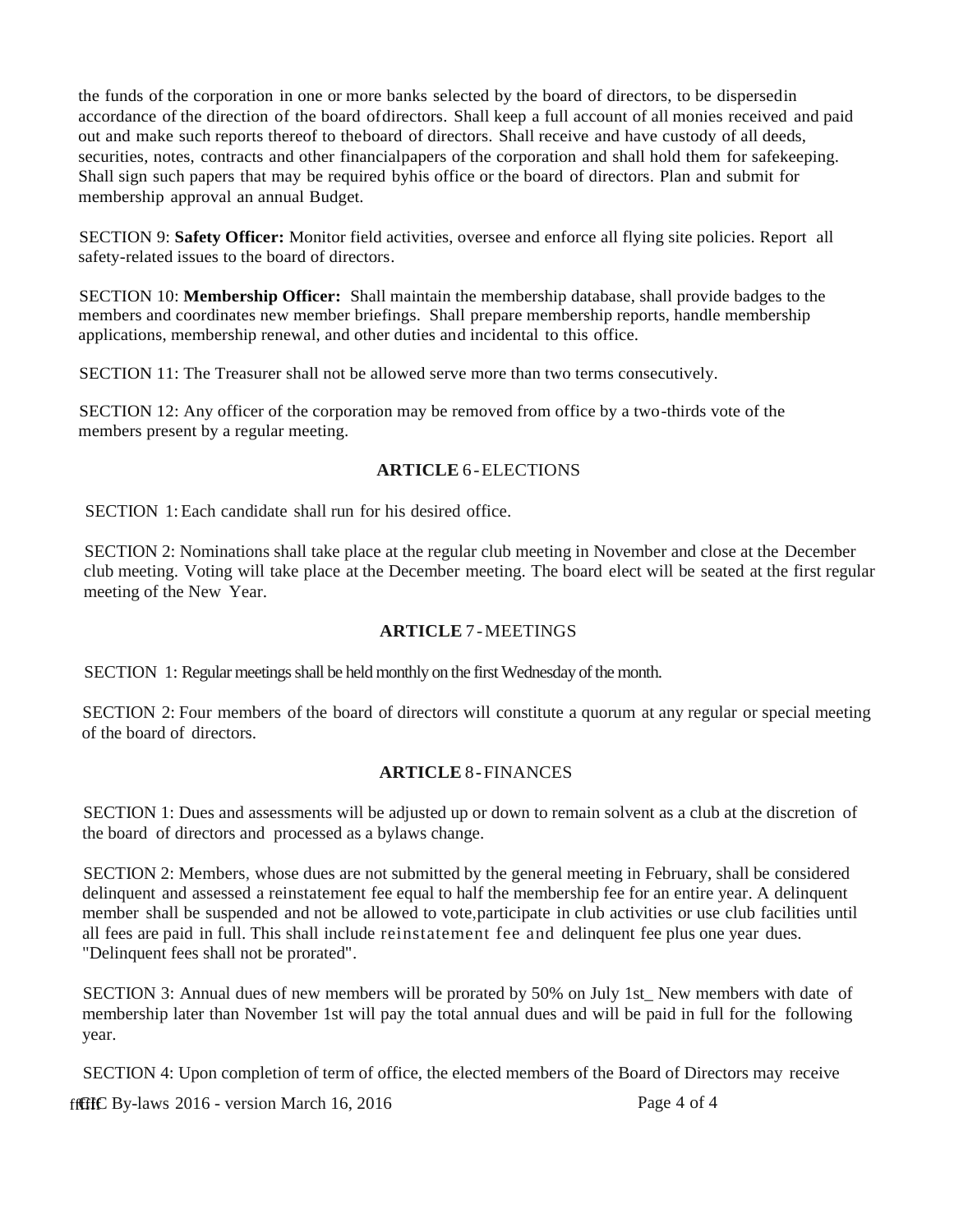the funds of the corporation in one or more banks selected by the board of directors, to be dispersedin accordance of the direction of the board ofdirectors. Shall keep a full account of all monies received and paid out and make such reports thereof to theboard of directors. Shall receive and have custody of all deeds, securities, notes, contracts and other financialpapers of the corporation and shall hold them for safekeeping. Shall sign such papers that may be required byhis office or the board of directors. Plan and submit for membership approval an annual Budget.

SECTION 9: **Safety Officer:** Monitor field activities, oversee and enforce all flying site policies. Report all safety-related issues to the board of directors.

SECTION 10: **Membership Officer:** Shall maintain the membership database, shall provide badges to the members and coordinates new member briefings. Shall prepare membership reports, handle membership applications, membership renewal, and other duties and incidental to this office.

SECTION 11: The Treasurer shall not be allowed serve more than two terms consecutively.

SECTION 12: Any officer of the corporation may be removed from office by a two-thirds vote of the members present by a regular meeting.

## **ARTICLE** 6 - ELECTIONS

SECTION 1: Each candidate shall run for his desired office.

SECTION 2: Nominations shall take place at the regular club meeting in November and close at the December club meeting. Voting will take place at the December meeting. The board elect will be seated at the first regular meeting of the New Year.

## **ARTICLE** 7 - MEETINGS

SECTION 1: Regular meetings shall be held monthly on the first Wednesday of the month.

SECTION 2: Four members of the board of directors will constitute a quorum at any regular or special meeting of the board of directors.

## **ARTICLE** 8 - FINANCES

SECTION 1: Dues and assessments will be adjusted up or down to remain solvent as a club at the discretion of the board of directors and processed as a bylaws change.

SECTION 2: Members, whose dues are not submitted by the general meeting in February, shall be considered delinquent and assessed a reinstatement fee equal to half the membership fee for an entire year. A delinquent member shall be suspended and not be allowed to vote,participate in club activities or use club facilities until all fees are paid in full. This shall include reinstatement fee and delinquent fee plus one year dues. "Delinquent fees shall not be prorated".

SECTION 3: Annual dues of new members will be prorated by 50% on July 1st_ New members with date of membership later than November 1st will pay the total annual dues and will be paid in full for the following year.

SECTION 4: Upon completion of term of office, the elected members of the Board of Directors may receive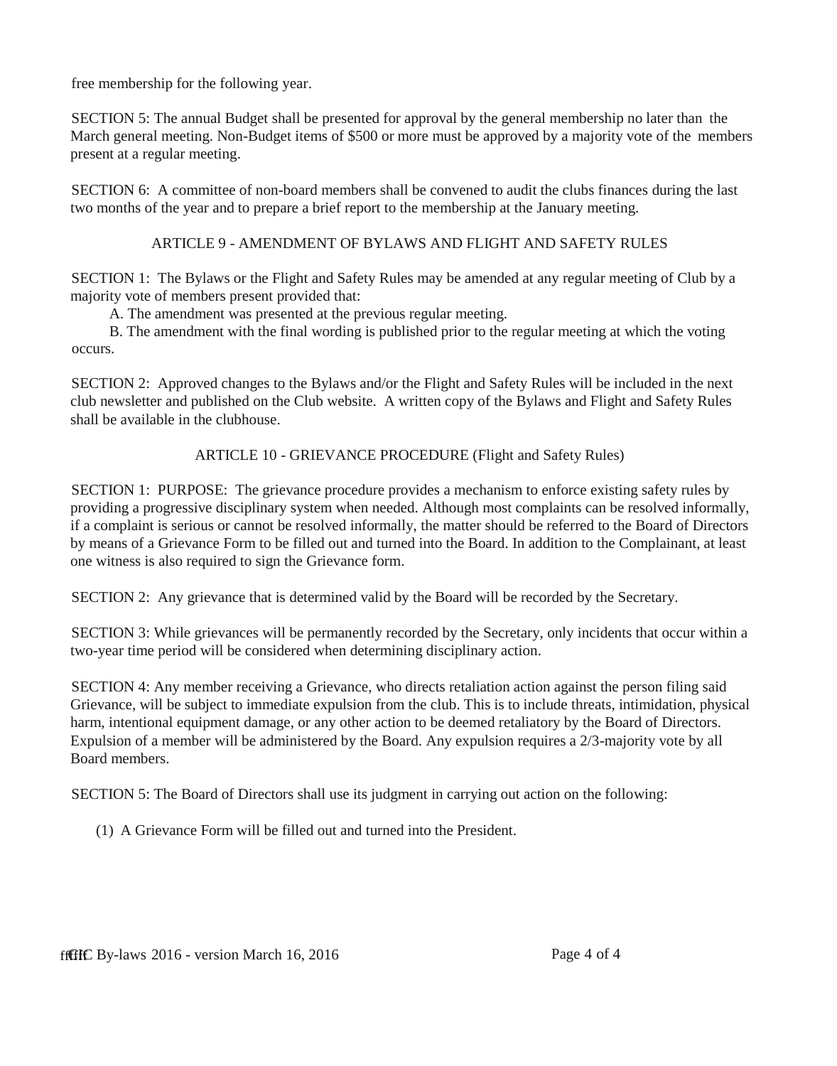free membership for the following year.

SECTION 5: The annual Budget shall be presented for approval by the general membership no later than the March general meeting. Non-Budget items of $500 or more must be approved by a majority vote of the members present at a regular meeting.

SECTION 6: A committee of non-board members shall be convened to audit the clubs finances during the last two months of the year and to prepare a brief report to the membership at the January meeting.

## ARTICLE 9 - AMENDMENT OF BYLAWS AND FLIGHT AND SAFETY RULES

SECTION 1: The Bylaws or the Flight and Safety Rules may be amended at any regular meeting of Club by a majority vote of members present provided that:

A. The amendment was presented at the previous regular meeting.

B. The amendment with the final wording is published prior to the regular meeting at which the voting occurs.

SECTION 2: Approved changes to the Bylaws and/or the Flight and Safety Rules will be included in the next club newsletter and published on the Club website. A written copy of the Bylaws and Flight and Safety Rules shall be available in the clubhouse.

## ARTICLE 10 - GRIEVANCE PROCEDURE (Flight and Safety Rules)

SECTION 1: PURPOSE: The grievance procedure provides a mechanism to enforce existing safety rules by providing a progressive disciplinary system when needed. Although most complaints can be resolved informally, if a complaint is serious or cannot be resolved informally, the matter should be referred to the Board of Directors by means of a Grievance Form to be filled out and turned into the Board. In addition to the Complainant, at least one witness is also required to sign the Grievance form.

SECTION 2: Any grievance that is determined valid by the Board will be recorded by the Secretary.

SECTION 3: While grievances will be permanently recorded by the Secretary, only incidents that occur within a two-year time period will be considered when determining disciplinary action.

SECTION 4: Any member receiving a Grievance, who directs retaliation action against the person filing said Grievance, will be subject to immediate expulsion from the club. This is to include threats, intimidation, physical harm, intentional equipment damage, or any other action to be deemed retaliatory by the Board of Directors. Expulsion of a member will be administered by the Board. Any expulsion requires a 2/3-majority vote by all Board members.

SECTION 5: The Board of Directors shall use its judgment in carrying out action on the following:

(1) A Grievance Form will be filled out and turned into the President.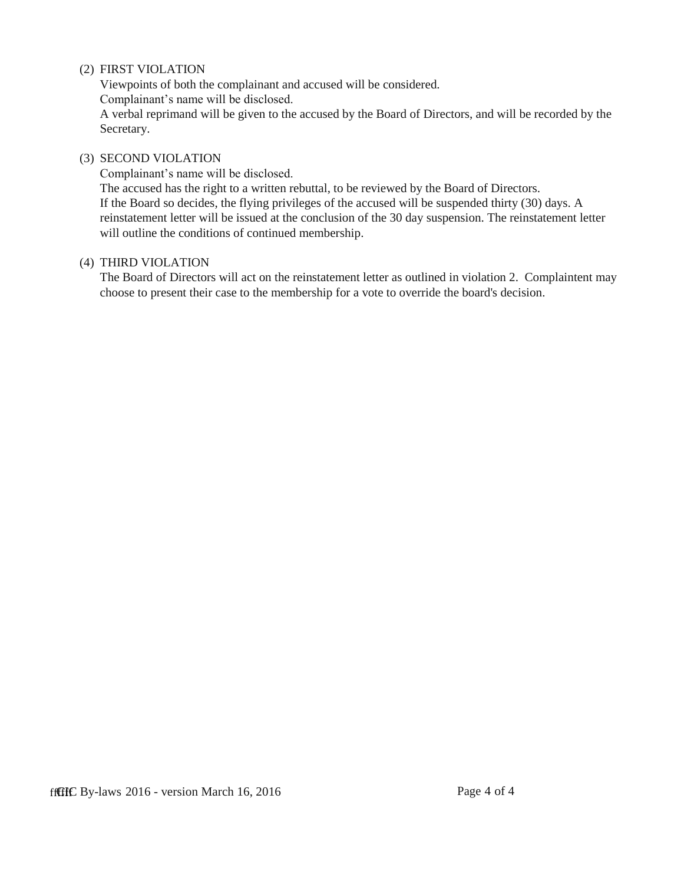(2) FIRST VIOLATION

Viewpoints of both the complainant and accused will be considered.
Complainant's name will be disclosed.
A verbal reprimand will be given to the accused by the Board of Directors, and will be recorded by the Secretary.

(3) SECOND VIOLATION

Complainant's name will be disclosed.
The accused has the right to a written rebuttal, to be reviewed by the Board of Directors.
If the Board so decides, the flying privileges of the accused will be suspended thirty (30) days. A reinstatement letter will be issued at the conclusion of the 30 day suspension. The reinstatement letter will outline the conditions of continued membership.

(4) THIRD VIOLATION

The Board of Directors will act on the reinstatement letter as outlined in violation 2. Complaintent may choose to present their case to the membership for a vote to override the board's decision.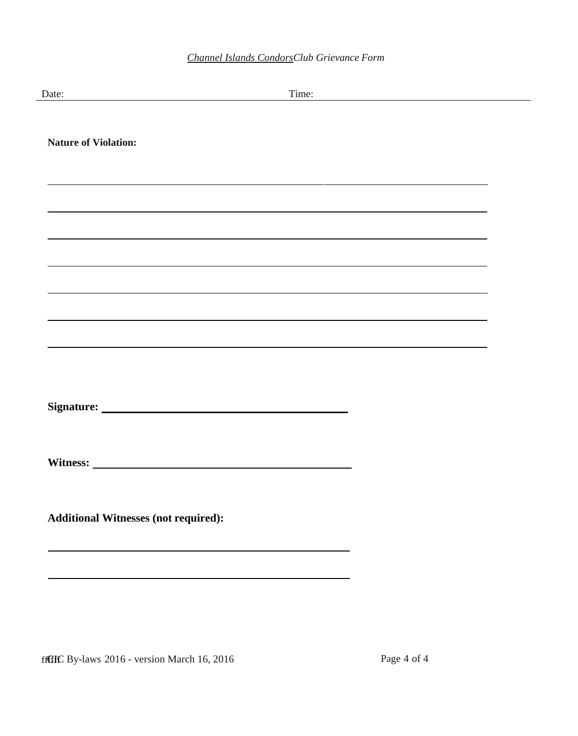*Channel Islands CondorsClub Grievance Form*

Date: ______________________________ Time: ______________________________

**Nature of Violation:**

______________________________________________________________________

______________________________________________________________________

______________________________________________________________________

______________________________________________________________________

______________________________________________________________________

______________________________________________________________________

______________________________________________________________________

**Signature:** ______________________________________________

**Witness:** ______________________________________________

**Additional Witnesses (not required):**

______________________________________________

______________________________________________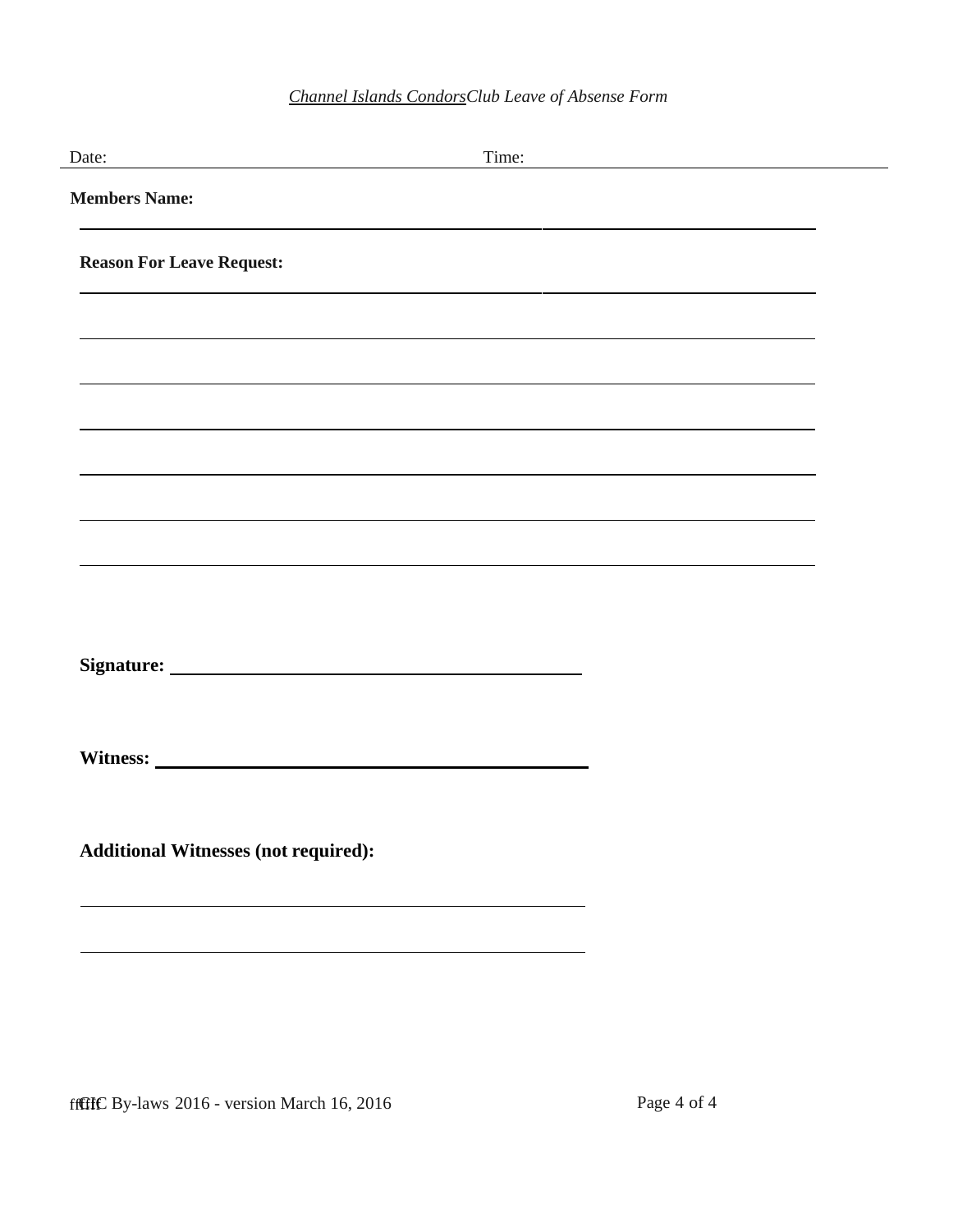*Channel Islands CondorsClub Leave of Absense Form*

Date: Time:

**Members Name:**

**Reason For Leave Request:**

**Signature:**

**Witness:**

**Additional Witnesses (not required):**